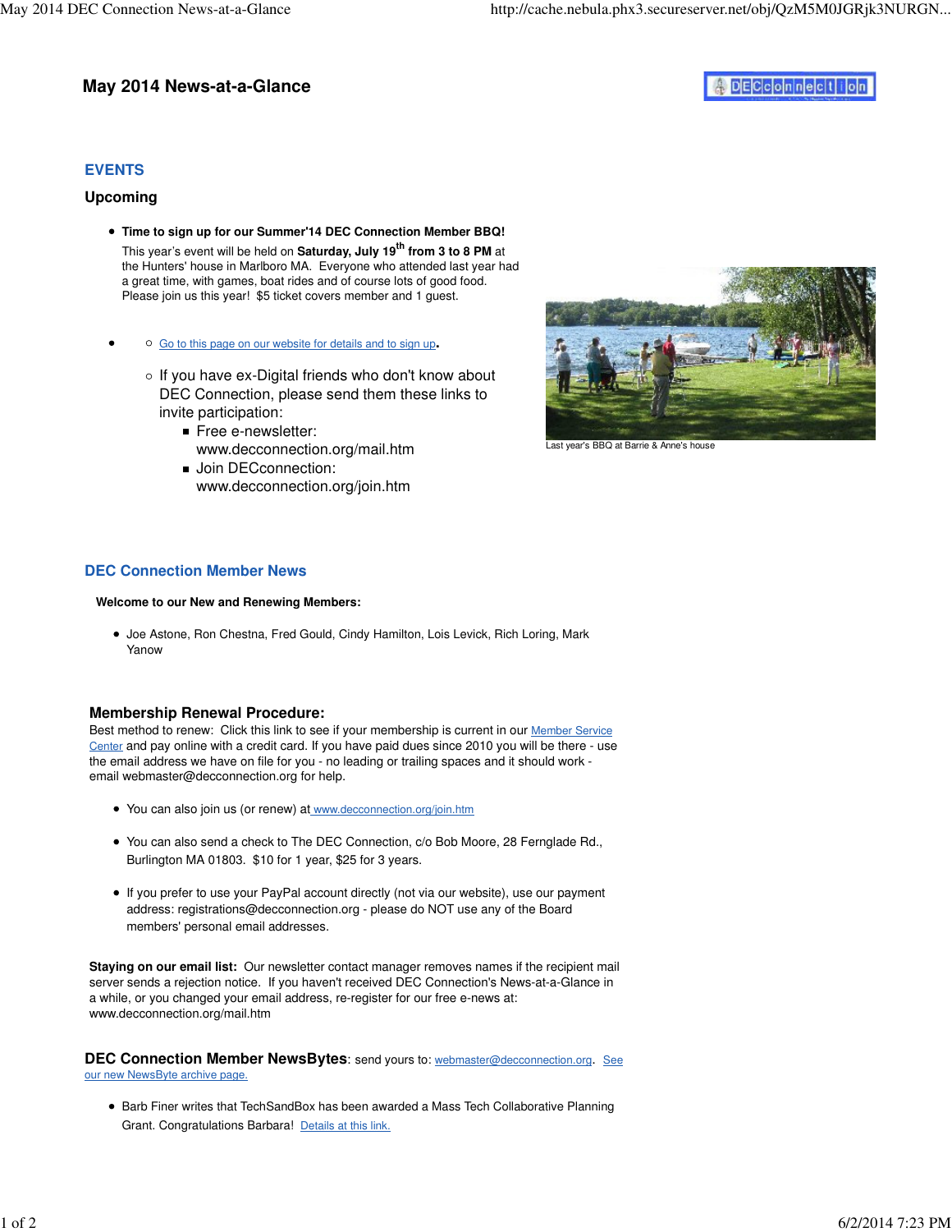# May 2014 News-at-a-Glance

## EVENTS

### Upcoming

- **Time to sign up for our Summer'14 DEC Connection Member BBQ!**
  This year's event will be held on **Saturday, July 19th from 3 to 8 PM** at the Hunters' house in Marlboro MA. Everyone who attended last year had a great time, with games, boat rides and of course lots of good food. Please join us this year! $5 ticket covers member and 1 guest.

-
  - Go to this page on our website for details and to sign up.
  - If you have ex-Digital friends who don't know about DEC Connection, please send them these links to invite participation:
    - Free e-newsletter: www.decconnection.org/mail.htm
    - Join DECconnection: www.decconnection.org/join.htm

Last year's BBQ at Barrie & Anne's house

## DEC Connection Member News

**Welcome to our New and Renewing Members:**

- Joe Astone, Ron Chestna, Fred Gould, Cindy Hamilton, Lois Levick, Rich Loring, Mark Yanow

### Membership Renewal Procedure:

Best method to renew: Click this link to see if your membership is current in our Member Service Center and pay online with a credit card. If you have paid dues since 2010 you will be there - use the email address we have on file for you - no leading or trailing spaces and it should work - email webmaster@decconnection.org for help.

- You can also join us (or renew) at www.decconnection.org/join.htm
- You can also send a check to The DEC Connection, c/o Bob Moore, 28 Fernglade Rd., Burlington MA 01803. $10 for 1 year, $25 for 3 years.
- If you prefer to use your PayPal account directly (not via our website), use our payment address: registrations@decconnection.org - please do NOT use any of the Board members' personal email addresses.

**Staying on our email list:** Our newsletter contact manager removes names if the recipient mail server sends a rejection notice. If you haven't received DEC Connection's News-at-a-Glance in a while, or you changed your email address, re-register for our free e-news at: www.decconnection.org/mail.htm

**DEC Connection Member NewsBytes**: send yours to: webmaster@decconnection.org. See our new NewsByte archive page.

- Barb Finer writes that TechSandBox has been awarded a Mass Tech Collaborative Planning Grant. Congratulations Barbara! Details at this link.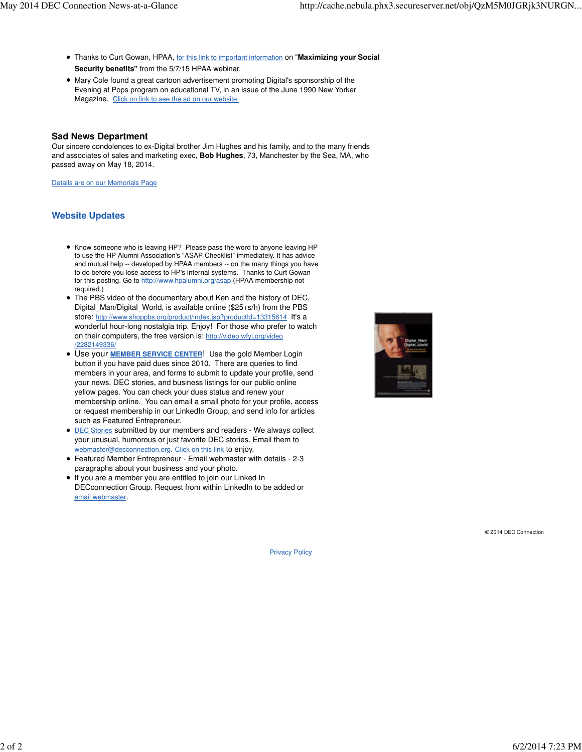- Thanks to Curt Gowan, HPAA, for this link to important information on "**Maximizing your Social Security benefits"** from the 5/7/15 HPAA webinar.
- Mary Cole found a great cartoon advertisement promoting Digital's sponsorship of the Evening at Pops program on educational TV, in an issue of the June 1990 New Yorker Magazine. Click on link to see the ad on our website.

### Sad News Department

Our sincere condolences to ex-Digital brother Jim Hughes and his family, and to the many friends and associates of sales and marketing exec, **Bob Hughes**, 73, Manchester by the Sea, MA, who passed away on May 18, 2014.

Details are on our Memorials Page

## Website Updates

- Know someone who is leaving HP? Please pass the word to anyone leaving HP to use the HP Alumni Association's "ASAP Checklist" immediately. It has advice and mutual help -- developed by HPAA members -- on the many things you have to do before you lose access to HP's internal systems. Thanks to Curt Gowan for this posting. Go to http://www.hpalumni.org/asap (HPAA membership not required.)
- The PBS video of the documentary about Ken and the history of DEC, Digital_Man/Digital_World, is available online ($25+s/h) from the PBS store: http://www.shoppbs.org/product/index.jsp?productId=13315614 It's a wonderful hour-long nostalgia trip. Enjoy! For those who prefer to watch on their computers, the free version is: http://video.wfyi.org/video/2282149336/
- Use your **MEMBER SERVICE CENTER**! Use the gold Member Login button if you have paid dues since 2010. There are queries to find members in your area, and forms to submit to update your profile, send your news, DEC stories, and business listings for our public online yellow pages. You can check your dues status and renew your membership online. You can email a small photo for your profile, access or request membership in our LinkedIn Group, and send info for articles such as Featured Entrepreneur.
- DEC Stories submitted by our members and readers - We always collect your unusual, humorous or just favorite DEC stories. Email them to webmaster@decconnection.org. Click on this link to enjoy.
- Featured Member Entrepreneur - Email webmaster with details - 2-3 paragraphs about your business and your photo.
- If you are a member you are entitled to join our Linked In DECconnection Group. Request from within LinkedIn to be added or email webmaster.

© 2014 DEC Connection

Privacy Policy